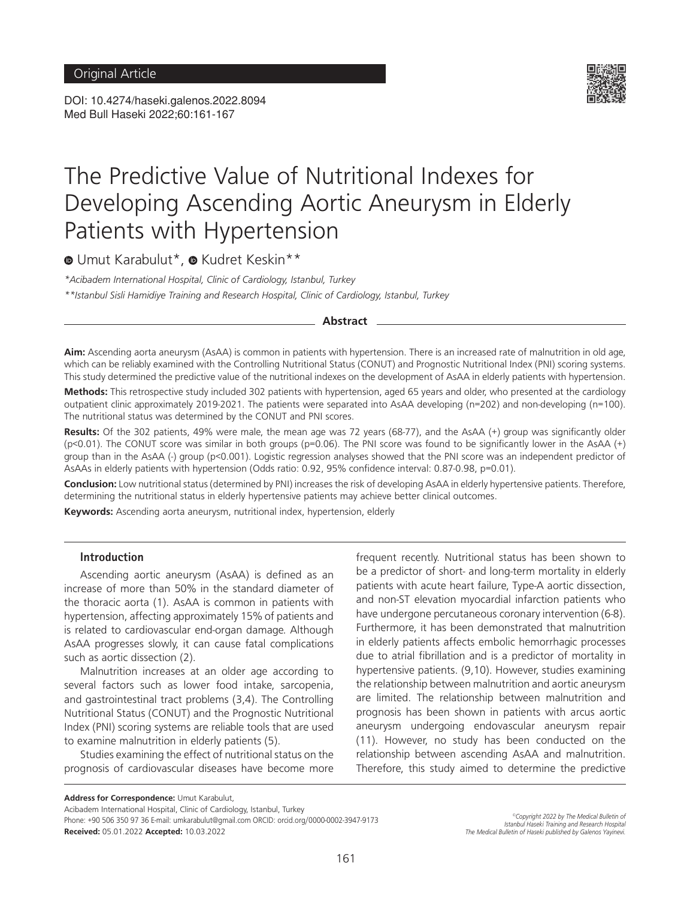Original Article

DOI: 10.4274/haseki.galenos.2022.8094
Med Bull Haseki 2022;60:161-167

# The Predictive Value of Nutritional Indexes for Developing Ascending Aortic Aneurysm in Elderly Patients with Hypertension

Umut Karabulut*, Kudret Keskin**

*\*Acibadem International Hospital, Clinic of Cardiology, Istanbul, Turkey*

*\*\*Istanbul Sisli Hamidiye Training and Research Hospital, Clinic of Cardiology, Istanbul, Turkey*

## Abstract

**Aim:** Ascending aorta aneurysm (AsAA) is common in patients with hypertension. There is an increased rate of malnutrition in old age, which can be reliably examined with the Controlling Nutritional Status (CONUT) and Prognostic Nutritional Index (PNI) scoring systems. This study determined the predictive value of the nutritional indexes on the development of AsAA in elderly patients with hypertension.

**Methods:** This retrospective study included 302 patients with hypertension, aged 65 years and older, who presented at the cardiology outpatient clinic approximately 2019-2021. The patients were separated into AsAA developing (n=202) and non-developing (n=100). The nutritional status was determined by the CONUT and PNI scores.

**Results:** Of the 302 patients, 49% were male, the mean age was 72 years (68-77), and the AsAA (+) group was significantly older (p<0.01). The CONUT score was similar in both groups (p=0.06). The PNI score was found to be significantly lower in the AsAA (+) group than in the AsAA (-) group (p<0.001). Logistic regression analyses showed that the PNI score was an independent predictor of AsAAs in elderly patients with hypertension (Odds ratio: 0.92, 95% confidence interval: 0.87-0.98, p=0.01).

**Conclusion:** Low nutritional status (determined by PNI) increases the risk of developing AsAA in elderly hypertensive patients. Therefore, determining the nutritional status in elderly hypertensive patients may achieve better clinical outcomes.

**Keywords:** Ascending aorta aneurysm, nutritional index, hypertension, elderly

## Introduction

Ascending aortic aneurysm (AsAA) is defined as an increase of more than 50% in the standard diameter of the thoracic aorta (1). AsAA is common in patients with hypertension, affecting approximately 15% of patients and is related to cardiovascular end-organ damage. Although AsAA progresses slowly, it can cause fatal complications such as aortic dissection (2).

Malnutrition increases at an older age according to several factors such as lower food intake, sarcopenia, and gastrointestinal tract problems (3,4). The Controlling Nutritional Status (CONUT) and the Prognostic Nutritional Index (PNI) scoring systems are reliable tools that are used to examine malnutrition in elderly patients (5).

Studies examining the effect of nutritional status on the prognosis of cardiovascular diseases have become more frequent recently. Nutritional status has been shown to be a predictor of short- and long-term mortality in elderly patients with acute heart failure, Type-A aortic dissection, and non-ST elevation myocardial infarction patients who have undergone percutaneous coronary intervention (6-8). Furthermore, it has been demonstrated that malnutrition in elderly patients affects embolic hemorrhagic processes due to atrial fibrillation and is a predictor of mortality in hypertensive patients. (9,10). However, studies examining the relationship between malnutrition and aortic aneurysm are limited. The relationship between malnutrition and prognosis has been shown in patients with arcus aortic aneurysm undergoing endovascular aneurysm repair (11). However, no study has been conducted on the relationship between ascending AsAA and malnutrition. Therefore, this study aimed to determine the predictive

**Address for Correspondence:** Umut Karabulut,
Acibadem International Hospital, Clinic of Cardiology, Istanbul, Turkey
Phone: +90 506 350 97 36 E-mail: umkarabulut@gmail.com ORCID: orcid.org/0000-0002-3947-9173
**Received:** 05.01.2022 **Accepted:** 10.03.2022

©Copyright 2022 by The Medical Bulletin of Istanbul Haseki Training and Research Hospital
The Medical Bulletin of Haseki published by Galenos Yayinevi.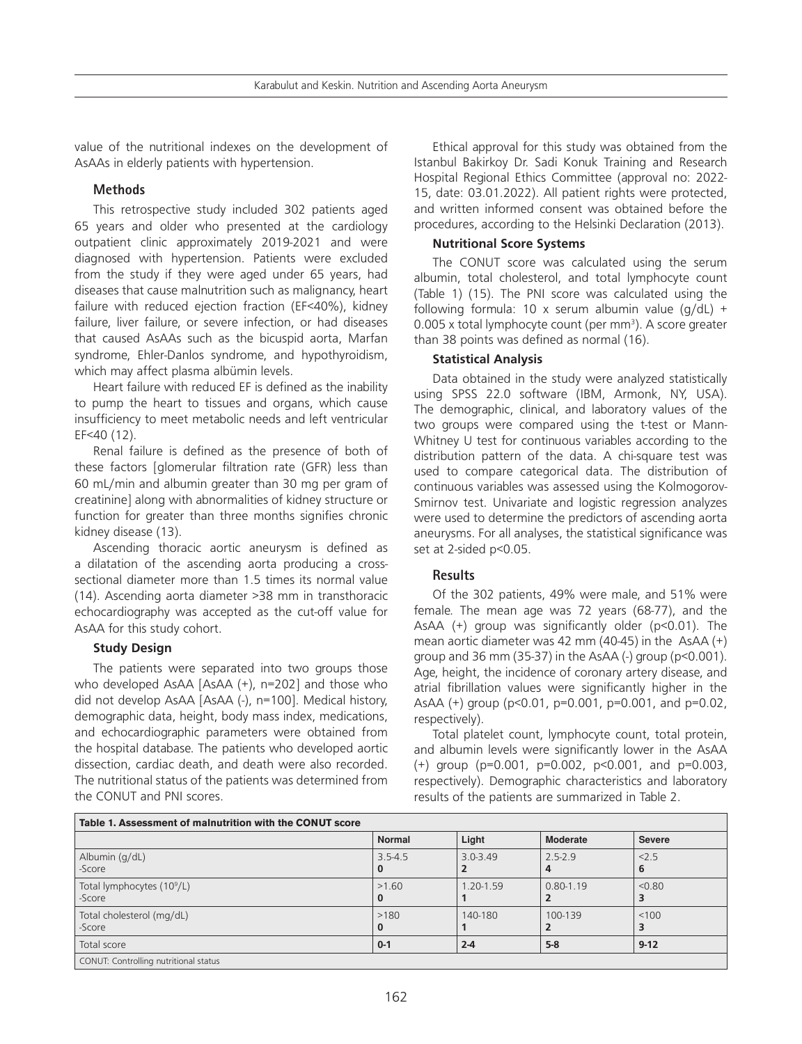value of the nutritional indexes on the development of AsAAs in elderly patients with hypertension.

## Methods

This retrospective study included 302 patients aged 65 years and older who presented at the cardiology outpatient clinic approximately 2019-2021 and were diagnosed with hypertension. Patients were excluded from the study if they were aged under 65 years, had diseases that cause malnutrition such as malignancy, heart failure with reduced ejection fraction (EF<40%), kidney failure, liver failure, or severe infection, or had diseases that caused AsAAs such as the bicuspid aorta, Marfan syndrome, Ehler-Danlos syndrome, and hypothyroidism, which may affect plasma albümin levels.

Heart failure with reduced EF is defined as the inability to pump the heart to tissues and organs, which cause insufficiency to meet metabolic needs and left ventricular EF<40 (12).

Renal failure is defined as the presence of both of these factors [glomerular filtration rate (GFR) less than 60 mL/min and albumin greater than 30 mg per gram of creatinine] along with abnormalities of kidney structure or function for greater than three months signifies chronic kidney disease (13).

Ascending thoracic aortic aneurysm is defined as a dilatation of the ascending aorta producing a cross-sectional diameter more than 1.5 times its normal value (14). Ascending aorta diameter >38 mm in transthoracic echocardiography was accepted as the cut-off value for AsAA for this study cohort.

### Study Design

The patients were separated into two groups those who developed AsAA [AsAA (+), n=202] and those who did not develop AsAA [AsAA (-), n=100]. Medical history, demographic data, height, body mass index, medications, and echocardiographic parameters were obtained from the hospital database. The patients who developed aortic dissection, cardiac death, and death were also recorded. The nutritional status of the patients was determined from the CONUT and PNI scores.

Ethical approval for this study was obtained from the Istanbul Bakirkoy Dr. Sadi Konuk Training and Research Hospital Regional Ethics Committee (approval no: 2022-15, date: 03.01.2022). All patient rights were protected, and written informed consent was obtained before the procedures, according to the Helsinki Declaration (2013).

### Nutritional Score Systems

The CONUT score was calculated using the serum albumin, total cholesterol, and total lymphocyte count (Table 1) (15). The PNI score was calculated using the following formula: 10 x serum albumin value (g/dL) + 0.005 x total lymphocyte count (per mm$^3$). A score greater than 38 points was defined as normal (16).

### Statistical Analysis

Data obtained in the study were analyzed statistically using SPSS 22.0 software (IBM, Armonk, NY, USA). The demographic, clinical, and laboratory values of the two groups were compared using the t-test or Mann-Whitney U test for continuous variables according to the distribution pattern of the data. A chi-square test was used to compare categorical data. The distribution of continuous variables was assessed using the Kolmogorov-Smirnov test. Univariate and logistic regression analyzes were used to determine the predictors of ascending aorta aneurysms. For all analyses, the statistical significance was set at 2-sided p<0.05.

## Results

Of the 302 patients, 49% were male, and 51% were female. The mean age was 72 years (68-77), and the AsAA (+) group was significantly older (p<0.01). The mean aortic diameter was 42 mm (40-45) in the AsAA (+) group and 36 mm (35-37) in the AsAA (-) group (p<0.001). Age, height, the incidence of coronary artery disease, and atrial fibrillation values were significantly higher in the AsAA (+) group (p<0.01, p=0.001, p=0.001, and p=0.02, respectively).

Total platelet count, lymphocyte count, total protein, and albumin levels were significantly lower in the AsAA (+) group (p=0.001, p=0.002, p<0.001, and p=0.003, respectively). Demographic characteristics and laboratory results of the patients are summarized in Table 2.

**Table 1. Assessment of malnutrition with the CONUT score**

| | Normal | Light | Moderate | Severe |
|---|---|---|---|---|
| Albumin (g/dL)<br>-Score | 3.5-4.5<br>**0** | 3.0-3.49<br>**2** | 2.5-2.9<br>**4** | <2.5<br>**6** |
| Total lymphocytes (10$^9$/L)<br>-Score | >1.60<br>**0** | 1.20-1.59<br>**1** | 0.80-1.19<br>**2** | <0.80<br>**3** |
| Total cholesterol (mg/dL)<br>-Score | >180<br>**0** | 140-180<br>**1** | 100-139<br>**2** | <100<br>**3** |
| Total score | **0-1** | **2-4** | **5-8** | **9-12** |

CONUT: Controlling nutritional status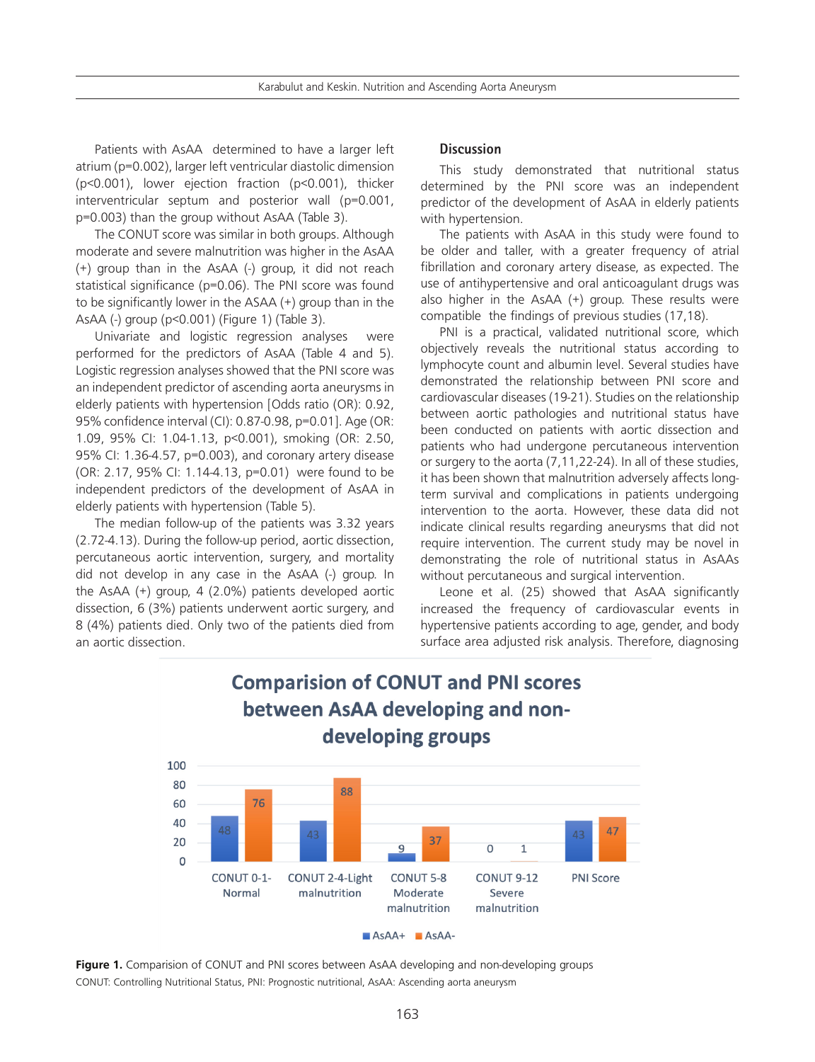Patients with AsAA determined to have a larger left atrium (p=0.002), larger left ventricular diastolic dimension (p<0.001), lower ejection fraction (p<0.001), thicker interventricular septum and posterior wall (p=0.001, p=0.003) than the group without AsAA (Table 3).

The CONUT score was similar in both groups. Although moderate and severe malnutrition was higher in the AsAA (+) group than in the AsAA (-) group, it did not reach statistical significance (p=0.06). The PNI score was found to be significantly lower in the ASAA (+) group than in the AsAA (-) group (p<0.001) (Figure 1) (Table 3).

Univariate and logistic regression analyses were performed for the predictors of AsAA (Table 4 and 5). Logistic regression analyses showed that the PNI score was an independent predictor of ascending aorta aneurysms in elderly patients with hypertension [Odds ratio (OR): 0.92, 95% confidence interval (CI): 0.87-0.98, p=0.01]. Age (OR: 1.09, 95% CI: 1.04-1.13, p<0.001), smoking (OR: 2.50, 95% CI: 1.36-4.57, p=0.003), and coronary artery disease (OR: 2.17, 95% CI: 1.14-4.13, p=0.01) were found to be independent predictors of the development of AsAA in elderly patients with hypertension (Table 5).

The median follow-up of the patients was 3.32 years (2.72-4.13). During the follow-up period, aortic dissection, percutaneous aortic intervention, surgery, and mortality did not develop in any case in the AsAA (-) group. In the AsAA (+) group, 4 (2.0%) patients developed aortic dissection, 6 (3%) patients underwent aortic surgery, and 8 (4%) patients died. Only two of the patients died from an aortic dissection.

## Discussion

This study demonstrated that nutritional status determined by the PNI score was an independent predictor of the development of AsAA in elderly patients with hypertension.

The patients with AsAA in this study were found to be older and taller, with a greater frequency of atrial fibrillation and coronary artery disease, as expected. The use of antihypertensive and oral anticoagulant drugs was also higher in the AsAA (+) group. These results were compatible the findings of previous studies (17,18).

PNI is a practical, validated nutritional score, which objectively reveals the nutritional status according to lymphocyte count and albumin level. Several studies have demonstrated the relationship between PNI score and cardiovascular diseases (19-21). Studies on the relationship between aortic pathologies and nutritional status have been conducted on patients with aortic dissection and patients who had undergone percutaneous intervention or surgery to the aorta (7,11,22-24). In all of these studies, it has been shown that malnutrition adversely affects long-term survival and complications in patients undergoing intervention to the aorta. However, these data did not indicate clinical results regarding aneurysms that did not require intervention. The current study may be novel in demonstrating the role of nutritional status in AsAAs without percutaneous and surgical intervention.

Leone et al. (25) showed that AsAA significantly increased the frequency of cardiovascular events in hypertensive patients according to age, gender, and body surface area adjusted risk analysis. Therefore, diagnosing

**Figure 1.** Comparision of CONUT and PNI scores between AsAA developing and non-developing groups

CONUT: Controlling Nutritional Status, PNI: Prognostic nutritional, AsAA: Ascending aorta aneurysm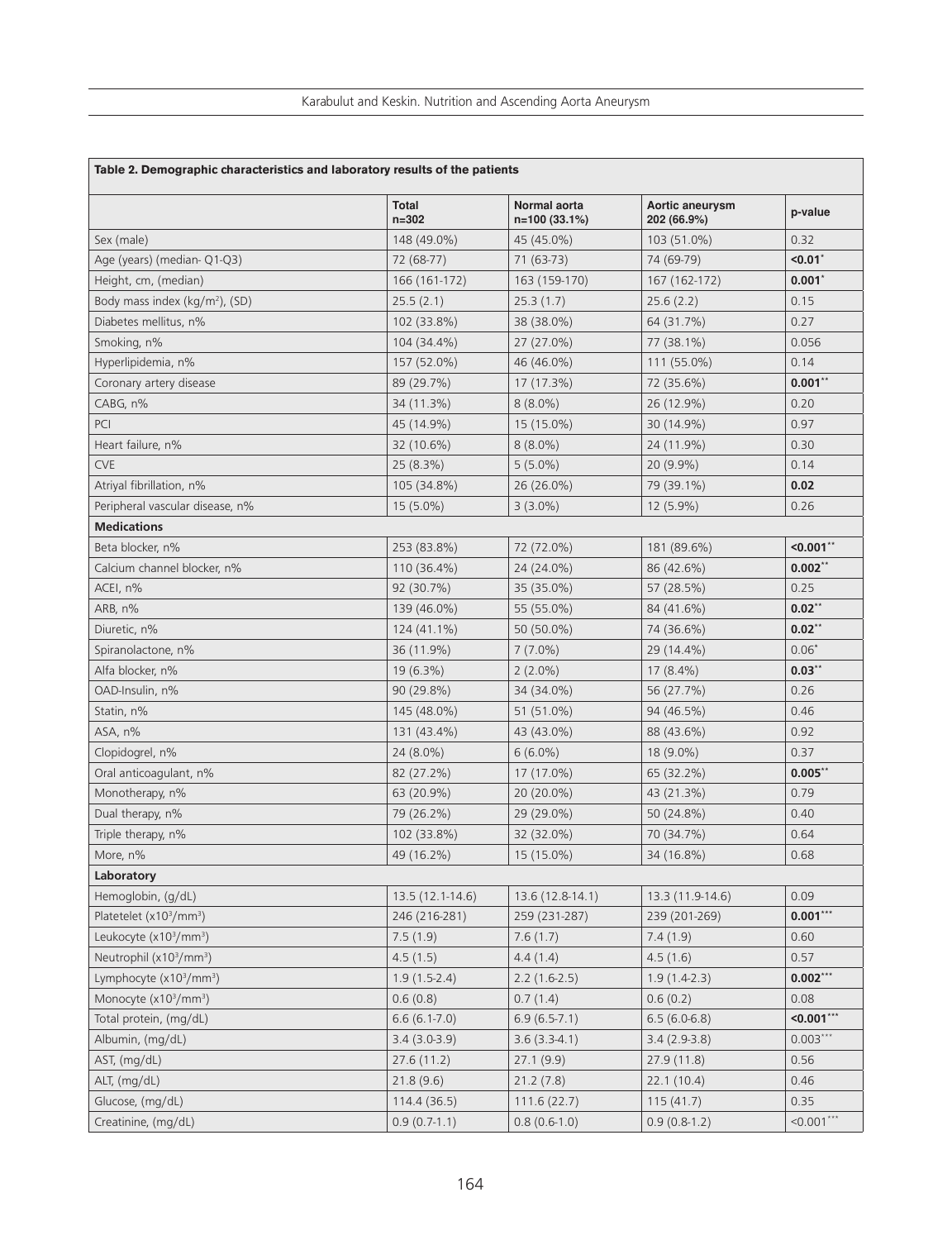**Table 2. Demographic characteristics and laboratory results of the patients**

| | Total n=302 | Normal aorta n=100 (33.1%) | Aortic aneurysm 202 (66.9%) | p-value |
|---|---|---|---|---|
| Sex (male) | 148 (49.0%) | 45 (45.0%) | 103 (51.0%) | 0.32 |
| Age (years) (median- Q1-Q3) | 72 (68-77) | 71 (63-73) | 74 (69-79) | **<0.01*** |
| Height, cm, (median) | 166 (161-172) | 163 (159-170) | 167 (162-172) | **0.001*** |
| Body mass index (kg/m²), (SD) | 25.5 (2.1) | 25.3 (1.7) | 25.6 (2.2) | 0.15 |
| Diabetes mellitus, n% | 102 (33.8%) | 38 (38.0%) | 64 (31.7%) | 0.27 |
| Smoking, n% | 104 (34.4%) | 27 (27.0%) | 77 (38.1%) | 0.056 |
| Hyperlipidemia, n% | 157 (52.0%) | 46 (46.0%) | 111 (55.0%) | 0.14 |
| Coronary artery disease | 89 (29.7%) | 17 (17.3%) | 72 (35.6%) | **0.001**** |
| CABG, n% | 34 (11.3%) | 8 (8.0%) | 26 (12.9%) | 0.20 |
| PCI | 45 (14.9%) | 15 (15.0%) | 30 (14.9%) | 0.97 |
| Heart failure, n% | 32 (10.6%) | 8 (8.0%) | 24 (11.9%) | 0.30 |
| CVE | 25 (8.3%) | 5 (5.0%) | 20 (9.9%) | 0.14 |
| Atriyal fibrillation, n% | 105 (34.8%) | 26 (26.0%) | 79 (39.1%) | **0.02** |
| Peripheral vascular disease, n% | 15 (5.0%) | 3 (3.0%) | 12 (5.9%) | 0.26 |
| **Medications** | | | | |
| Beta blocker, n% | 253 (83.8%) | 72 (72.0%) | 181 (89.6%) | **<0.001**** |
| Calcium channel blocker, n% | 110 (36.4%) | 24 (24.0%) | 86 (42.6%) | **0.002**** |
| ACEI, n% | 92 (30.7%) | 35 (35.0%) | 57 (28.5%) | 0.25 |
| ARB, n% | 139 (46.0%) | 55 (55.0%) | 84 (41.6%) | **0.02**** |
| Diuretic, n% | 124 (41.1%) | 50 (50.0%) | 74 (36.6%) | **0.02**** |
| Spiranolactone, n% | 36 (11.9%) | 7 (7.0%) | 29 (14.4%) | 0.06* |
| Alfa blocker, n% | 19 (6.3%) | 2 (2.0%) | 17 (8.4%) | **0.03**** |
| OAD-Insulin, n% | 90 (29.8%) | 34 (34.0%) | 56 (27.7%) | 0.26 |
| Statin, n% | 145 (48.0%) | 51 (51.0%) | 94 (46.5%) | 0.46 |
| ASA, n% | 131 (43.4%) | 43 (43.0%) | 88 (43.6%) | 0.92 |
| Clopidogrel, n% | 24 (8.0%) | 6 (6.0%) | 18 (9.0%) | 0.37 |
| Oral anticoagulant, n% | 82 (27.2%) | 17 (17.0%) | 65 (32.2%) | **0.005**** |
| Monotherapy, n% | 63 (20.9%) | 20 (20.0%) | 43 (21.3%) | 0.79 |
| Dual therapy, n% | 79 (26.2%) | 29 (29.0%) | 50 (24.8%) | 0.40 |
| Triple therapy, n% | 102 (33.8%) | 32 (32.0%) | 70 (34.7%) | 0.64 |
| More, n% | 49 (16.2%) | 15 (15.0%) | 34 (16.8%) | 0.68 |
| **Laboratory** | | | | |
| Hemoglobin, (g/dL) | 13.5 (12.1-14.6) | 13.6 (12.8-14.1) | 13.3 (11.9-14.6) | 0.09 |
| Platetelet ($x10^3/mm^3$) | 246 (216-281) | 259 (231-287) | 239 (201-269) | **0.001***** |
| Leukocyte ($x10^3/mm^3$) | 7.5 (1.9) | 7.6 (1.7) | 7.4 (1.9) | 0.60 |
| Neutrophil ($x10^3/mm^3$) | 4.5 (1.5) | 4.4 (1.4) | 4.5 (1.6) | 0.57 |
| Lymphocyte ($x10^3/mm^3$) | 1.9 (1.5-2.4) | 2.2 (1.6-2.5) | 1.9 (1.4-2.3) | **0.002***** |
| Monocyte ($x10^3/mm^3$) | 0.6 (0.8) | 0.7 (1.4) | 0.6 (0.2) | 0.08 |
| Total protein, (mg/dL) | 6.6 (6.1-7.0) | 6.9 (6.5-7.1) | 6.5 (6.0-6.8) | **<0.001***** |
| Albumin, (mg/dL) | 3.4 (3.0-3.9) | 3.6 (3.3-4.1) | 3.4 (2.9-3.8) | 0.003*** |
| AST, (mg/dL) | 27.6 (11.2) | 27.1 (9.9) | 27.9 (11.8) | 0.56 |
| ALT, (mg/dL) | 21.8 (9.6) | 21.2 (7.8) | 22.1 (10.4) | 0.46 |
| Glucose, (mg/dL) | 114.4 (36.5) | 111.6 (22.7) | 115 (41.7) | 0.35 |
| Creatinine, (mg/dL) | 0.9 (0.7-1.1) | 0.8 (0.6-1.0) | 0.9 (0.8-1.2) | <0.001*** |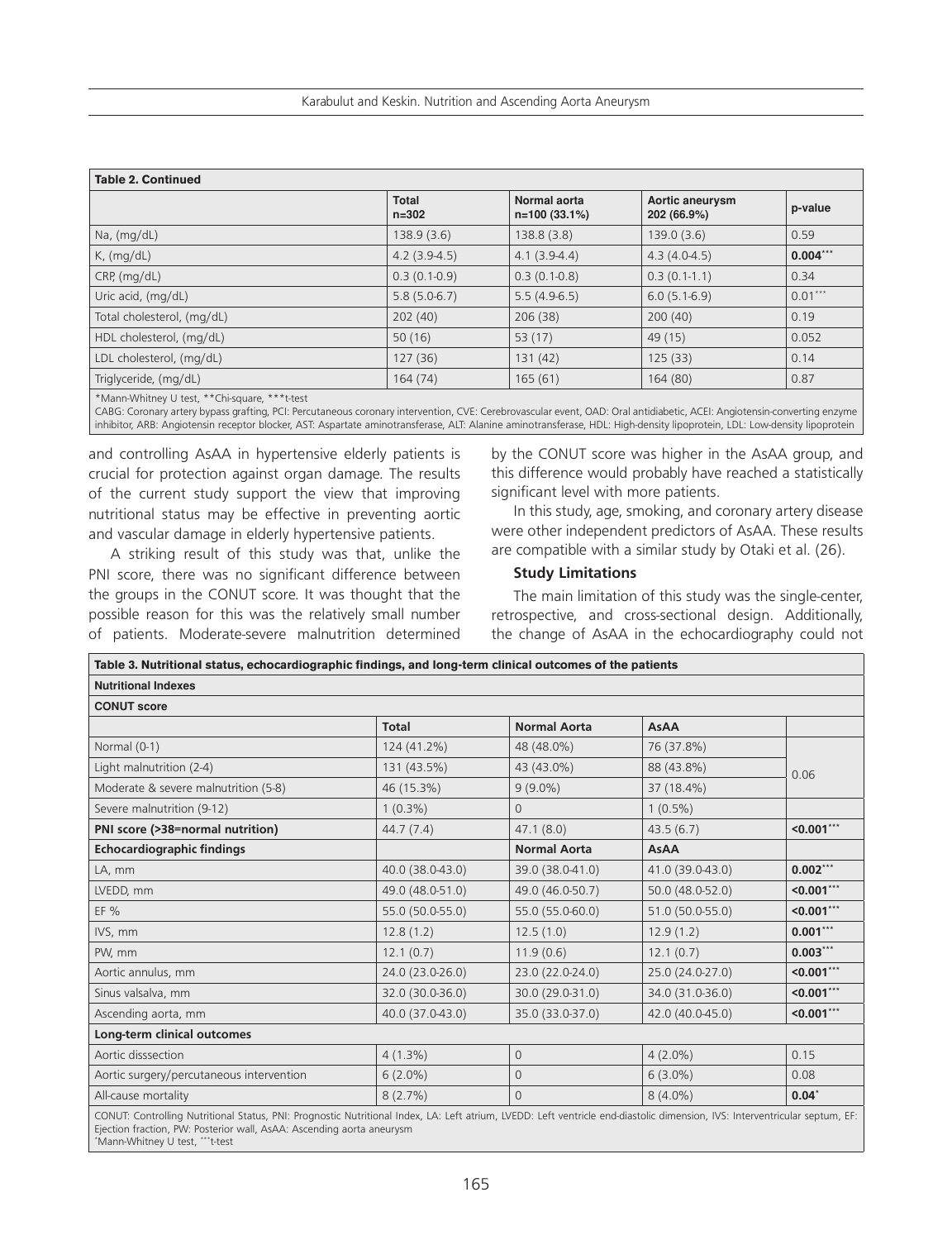**Table 2. Continued**

| | Total n=302 | Normal aorta n=100 (33.1%) | Aortic aneurysm 202 (66.9%) | p-value |
|---|---|---|---|---|
| Na, (mg/dL) | 138.9 (3.6) | 138.8 (3.8) | 139.0 (3.6) | 0.59 |
| K, (mg/dL) | 4.2 (3.9-4.5) | 4.1 (3.9-4.4) | 4.3 (4.0-4.5) | **0.004*****|
| CRP, (mg/dL) | 0.3 (0.1-0.9) | 0.3 (0.1-0.8) | 0.3 (0.1-1.1) | 0.34 |
| Uric acid, (mg/dL) | 5.8 (5.0-6.7) | 5.5 (4.9-6.5) | 6.0 (5.1-6.9) | 0.01*** |
| Total cholesterol, (mg/dL) | 202 (40) | 206 (38) | 200 (40) | 0.19 |
| HDL cholesterol, (mg/dL) | 50 (16) | 53 (17) | 49 (15) | 0.052 |
| LDL cholesterol, (mg/dL) | 127 (36) | 131 (42) | 125 (33) | 0.14 |
| Triglyceride, (mg/dL) | 164 (74) | 165 (61) | 164 (80) | 0.87 |

*Mann-Whitney U test, **Chi-square, ***t-test

CABG: Coronary artery bypass grafting, PCI: Percutaneous coronary intervention, CVE: Cerebrovascular event, OAD: Oral antidiabetic, ACEI: Angiotensin-converting enzyme inhibitor, ARB: Angiotensin receptor blocker, AST: Aspartate aminotransferase, ALT: Alanine aminotransferase, HDL: High-density lipoprotein, LDL: Low-density lipoprotein

and controlling AsAA in hypertensive elderly patients is crucial for protection against organ damage. The results of the current study support the view that improving nutritional status may be effective in preventing aortic and vascular damage in elderly hypertensive patients.

A striking result of this study was that, unlike the PNI score, there was no significant difference between the groups in the CONUT score. It was thought that the possible reason for this was the relatively small number of patients. Moderate-severe malnutrition determined by the CONUT score was higher in the AsAA group, and this difference would probably have reached a statistically significant level with more patients.

In this study, age, smoking, and coronary artery disease were other independent predictors of AsAA. These results are compatible with a similar study by Otaki et al. (26).

**Study Limitations**

The main limitation of this study was the single-center, retrospective, and cross-sectional design. Additionally, the change of AsAA in the echocardiography could not

**Table 3. Nutritional status, echocardiographic findings, and long-term clinical outcomes of the patients**

| **Nutritional Indexes** | | | | |
|---|---|---|---|---|
| **CONUT score** | | | | |
| | **Total** | **Normal Aorta** | **AsAA** | |
| Normal (0-1) | 124 (41.2%) | 48 (48.0%) | 76 (37.8%) | 0.06 |
| Light malnutrition (2-4) | 131 (43.5%) | 43 (43.0%) | 88 (43.8%) | |
| Moderate & severe malnutrition (5-8) | 46 (15.3%) | 9 (9.0%) | 37 (18.4%) | |
| Severe malnutrition (9-12) | 1 (0.3%) | 0 | 1 (0.5%) | |
| **PNI score (>38=normal nutrition)** | 44.7 (7.4) | 47.1 (8.0) | 43.5 (6.7) | **<0.001***** |
| **Echocardiographic findings** | | **Normal Aorta** | **AsAA** | |
| LA, mm | 40.0 (38.0-43.0) | 39.0 (38.0-41.0) | 41.0 (39.0-43.0) | **0.002***** |
| LVEDD, mm | 49.0 (48.0-51.0) | 49.0 (46.0-50.7) | 50.0 (48.0-52.0) | **<0.001***** |
| EF % | 55.0 (50.0-55.0) | 55.0 (55.0-60.0) | 51.0 (50.0-55.0) | **<0.001***** |
| IVS, mm | 12.8 (1.2) | 12.5 (1.0) | 12.9 (1.2) | **0.001***** |
| PW, mm | 12.1 (0.7) | 11.9 (0.6) | 12.1 (0.7) | **0.003***** |
| Aortic annulus, mm | 24.0 (23.0-26.0) | 23.0 (22.0-24.0) | 25.0 (24.0-27.0) | **<0.001***** |
| Sinus valsalva, mm | 32.0 (30.0-36.0) | 30.0 (29.0-31.0) | 34.0 (31.0-36.0) | **<0.001***** |
| Ascending aorta, mm | 40.0 (37.0-43.0) | 35.0 (33.0-37.0) | 42.0 (40.0-45.0) | **<0.001***** |
| **Long-term clinical outcomes** | | | | |
| Aortic disssection | 4 (1.3%) | 0 | 4 (2.0%) | 0.15 |
| Aortic surgery/percutaneous intervention | 6 (2.0%) | 0 | 6 (3.0%) | 0.08 |
| All-cause mortality | 8 (2.7%) | 0 | 8 (4.0%) | **0.04*** |

CONUT: Controlling Nutritional Status, PNI: Prognostic Nutritional Index, LA: Left atrium, LVEDD: Left ventricle end-diastolic dimension, IVS: Interventricular septum, EF: Ejection fraction, PW: Posterior wall, AsAA: Ascending aorta aneurysm

*Mann-Whitney U test, ***t-test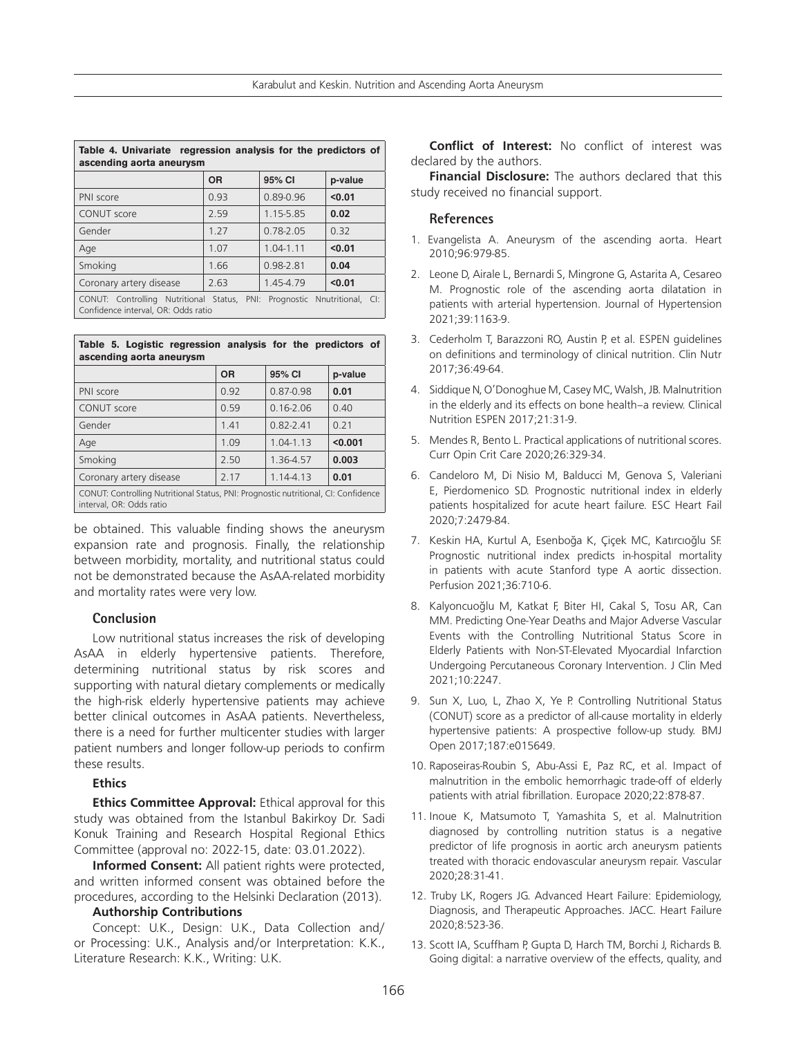**Table 4. Univariate regression analysis for the predictors of ascending aorta aneurysm**

| | OR | 95% CI | p-value |
|---|---|---|---|
| PNI score | 0.93 | 0.89-0.96 | **<0.01** |
| CONUT score | 2.59 | 1.15-5.85 | **0.02** |
| Gender | 1.27 | 0.78-2.05 | 0.32 |
| Age | 1.07 | 1.04-1.11 | **<0.01** |
| Smoking | 1.66 | 0.98-2.81 | **0.04** |
| Coronary artery disease | 2.63 | 1.45-4.79 | **<0.01** |

CONUT: Controlling Nutritional Status, PNI: Prognostic Nnutritional, CI: Confidence interval, OR: Odds ratio

**Table 5. Logistic regression analysis for the predictors of ascending aorta aneurysm**

| | OR | 95% CI | p-value |
|---|---|---|---|
| PNI score | 0.92 | 0.87-0.98 | **0.01** |
| CONUT score | 0.59 | 0.16-2.06 | 0.40 |
| Gender | 1.41 | 0.82-2.41 | 0.21 |
| Age | 1.09 | 1.04-1.13 | **<0.001** |
| Smoking | 2.50 | 1.36-4.57 | **0.003** |
| Coronary artery disease | 2.17 | 1.14-4.13 | **0.01** |

CONUT: Controlling Nutritional Status, PNI: Prognostic nutritional, CI: Confidence interval, OR: Odds ratio

be obtained. This valuable finding shows the aneurysm expansion rate and prognosis. Finally, the relationship between morbidity, mortality, and nutritional status could not be demonstrated because the AsAA-related morbidity and mortality rates were very low.

## Conclusion

Low nutritional status increases the risk of developing AsAA in elderly hypertensive patients. Therefore, determining nutritional status by risk scores and supporting with natural dietary complements or medically the high-risk elderly hypertensive patients may achieve better clinical outcomes in AsAA patients. Nevertheless, there is a need for further multicenter studies with larger patient numbers and longer follow-up periods to confirm these results.

### Ethics

**Ethics Committee Approval:** Ethical approval for this study was obtained from the Istanbul Bakirkoy Dr. Sadi Konuk Training and Research Hospital Regional Ethics Committee (approval no: 2022-15, date: 03.01.2022).

**Informed Consent:** All patient rights were protected, and written informed consent was obtained before the procedures, according to the Helsinki Declaration (2013).

**Authorship Contributions**

Concept: U.K., Design: U.K., Data Collection and/or Processing: U.K., Analysis and/or Interpretation: K.K., Literature Research: K.K., Writing: U.K.

**Conflict of Interest:** No conflict of interest was declared by the authors.

**Financial Disclosure:** The authors declared that this study received no financial support.

## References

1. Evangelista A. Aneurysm of the ascending aorta. Heart 2010;96:979-85.
2. Leone D, Airale L, Bernardi S, Mingrone G, Astarita A, Cesareo M. Prognostic role of the ascending aorta dilatation in patients with arterial hypertension. Journal of Hypertension 2021;39:1163-9.
3. Cederholm T, Barazzoni RO, Austin P, et al. ESPEN guidelines on definitions and terminology of clinical nutrition. Clin Nutr 2017;36:49-64.
4. Siddique N, O'Donoghue M, Casey MC, Walsh, JB. Malnutrition in the elderly and its effects on bone health–a review. Clinical Nutrition ESPEN 2017;21:31-9.
5. Mendes R, Bento L. Practical applications of nutritional scores. Curr Opin Crit Care 2020;26:329-34.
6. Candeloro M, Di Nisio M, Balducci M, Genova S, Valeriani E, Pierdomenico SD. Prognostic nutritional index in elderly patients hospitalized for acute heart failure. ESC Heart Fail 2020;7:2479-84.
7. Keskin HA, Kurtul A, Esenboğa K, Çiçek MC, Katırcıoğlu SF. Prognostic nutritional index predicts in-hospital mortality in patients with acute Stanford type A aortic dissection. Perfusion 2021;36:710-6.
8. Kalyoncuoğlu M, Katkat F, Biter HI, Cakal S, Tosu AR, Can MM. Predicting One-Year Deaths and Major Adverse Vascular Events with the Controlling Nutritional Status Score in Elderly Patients with Non-ST-Elevated Myocardial Infarction Undergoing Percutaneous Coronary Intervention. J Clin Med 2021;10:2247.
9. Sun X, Luo, L, Zhao X, Ye P. Controlling Nutritional Status (CONUT) score as a predictor of all-cause mortality in elderly hypertensive patients: A prospective follow-up study. BMJ Open 2017;187:e015649.
10. Raposeiras-Roubin S, Abu-Assi E, Paz RC, et al. Impact of malnutrition in the embolic hemorrhagic trade-off of elderly patients with atrial fibrillation. Europace 2020;22:878-87.
11. Inoue K, Matsumoto T, Yamashita S, et al. Malnutrition diagnosed by controlling nutrition status is a negative predictor of life prognosis in aortic arch aneurysm patients treated with thoracic endovascular aneurysm repair. Vascular 2020;28:31-41.
12. Truby LK, Rogers JG. Advanced Heart Failure: Epidemiology, Diagnosis, and Therapeutic Approaches. JACC. Heart Failure 2020;8:523-36.
13. Scott IA, Scuffham P, Gupta D, Harch TM, Borchi J, Richards B. Going digital: a narrative overview of the effects, quality, and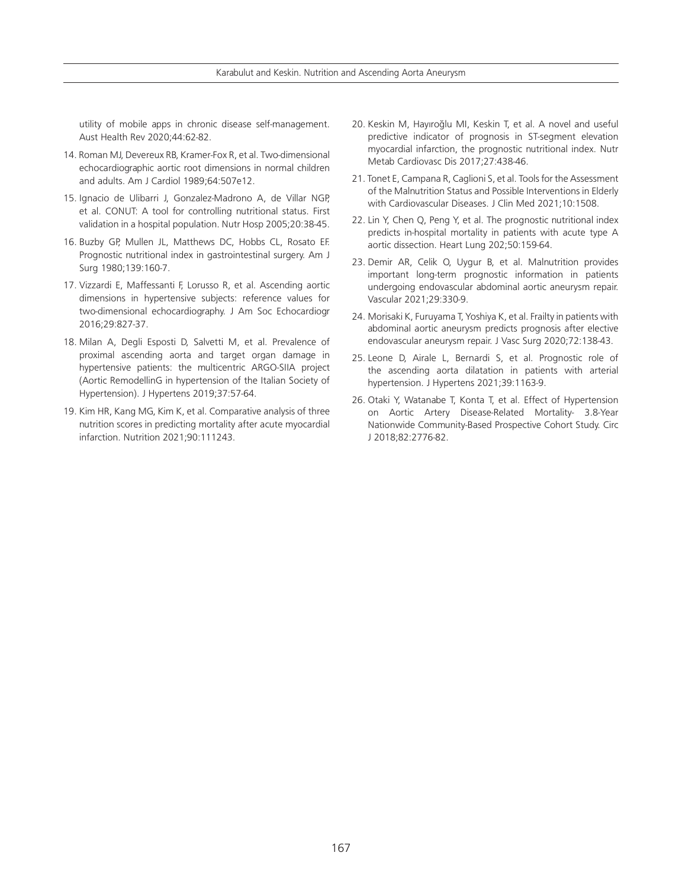utility of mobile apps in chronic disease self-management. Aust Health Rev 2020;44:62-82.

14. Roman MJ, Devereux RB, Kramer-Fox R, et al. Two-dimensional echocardiographic aortic root dimensions in normal children and adults. Am J Cardiol 1989;64:507e12.
15. Ignacio de Ulibarri J, Gonzalez-Madrono A, de Villar NGP, et al. CONUT: A tool for controlling nutritional status. First validation in a hospital population. Nutr Hosp 2005;20:38-45.
16. Buzby GP, Mullen JL, Matthews DC, Hobbs CL, Rosato EF. Prognostic nutritional index in gastrointestinal surgery. Am J Surg 1980;139:160-7.
17. Vizzardi E, Maffessanti F, Lorusso R, et al. Ascending aortic dimensions in hypertensive subjects: reference values for two-dimensional echocardiography. J Am Soc Echocardiogr 2016;29:827-37.
18. Milan A, Degli Esposti D, Salvetti M, et al. Prevalence of proximal ascending aorta and target organ damage in hypertensive patients: the multicentric ARGO-SIIA project (Aortic RemodellinG in hypertension of the Italian Society of Hypertension). J Hypertens 2019;37:57-64.
19. Kim HR, Kang MG, Kim K, et al. Comparative analysis of three nutrition scores in predicting mortality after acute myocardial infarction. Nutrition 2021;90:111243.
20. Keskin M, Hayıroğlu MI, Keskin T, et al. A novel and useful predictive indicator of prognosis in ST-segment elevation myocardial infarction, the prognostic nutritional index. Nutr Metab Cardiovasc Dis 2017;27:438-46.
21. Tonet E, Campana R, Caglioni S, et al. Tools for the Assessment of the Malnutrition Status and Possible Interventions in Elderly with Cardiovascular Diseases. J Clin Med 2021;10:1508.
22. Lin Y, Chen Q, Peng Y, et al. The prognostic nutritional index predicts in-hospital mortality in patients with acute type A aortic dissection. Heart Lung 202;50:159-64.
23. Demir AR, Celik O, Uygur B, et al. Malnutrition provides important long-term prognostic information in patients undergoing endovascular abdominal aortic aneurysm repair. Vascular 2021;29:330-9.
24. Morisaki K, Furuyama T, Yoshiya K, et al. Frailty in patients with abdominal aortic aneurysm predicts prognosis after elective endovascular aneurysm repair. J Vasc Surg 2020;72:138-43.
25. Leone D, Airale L, Bernardi S, et al. Prognostic role of the ascending aorta dilatation in patients with arterial hypertension. J Hypertens 2021;39:1163-9.
26. Otaki Y, Watanabe T, Konta T, et al. Effect of Hypertension on Aortic Artery Disease-Related Mortality- 3.8-Year Nationwide Community-Based Prospective Cohort Study. Circ J 2018;82:2776-82.